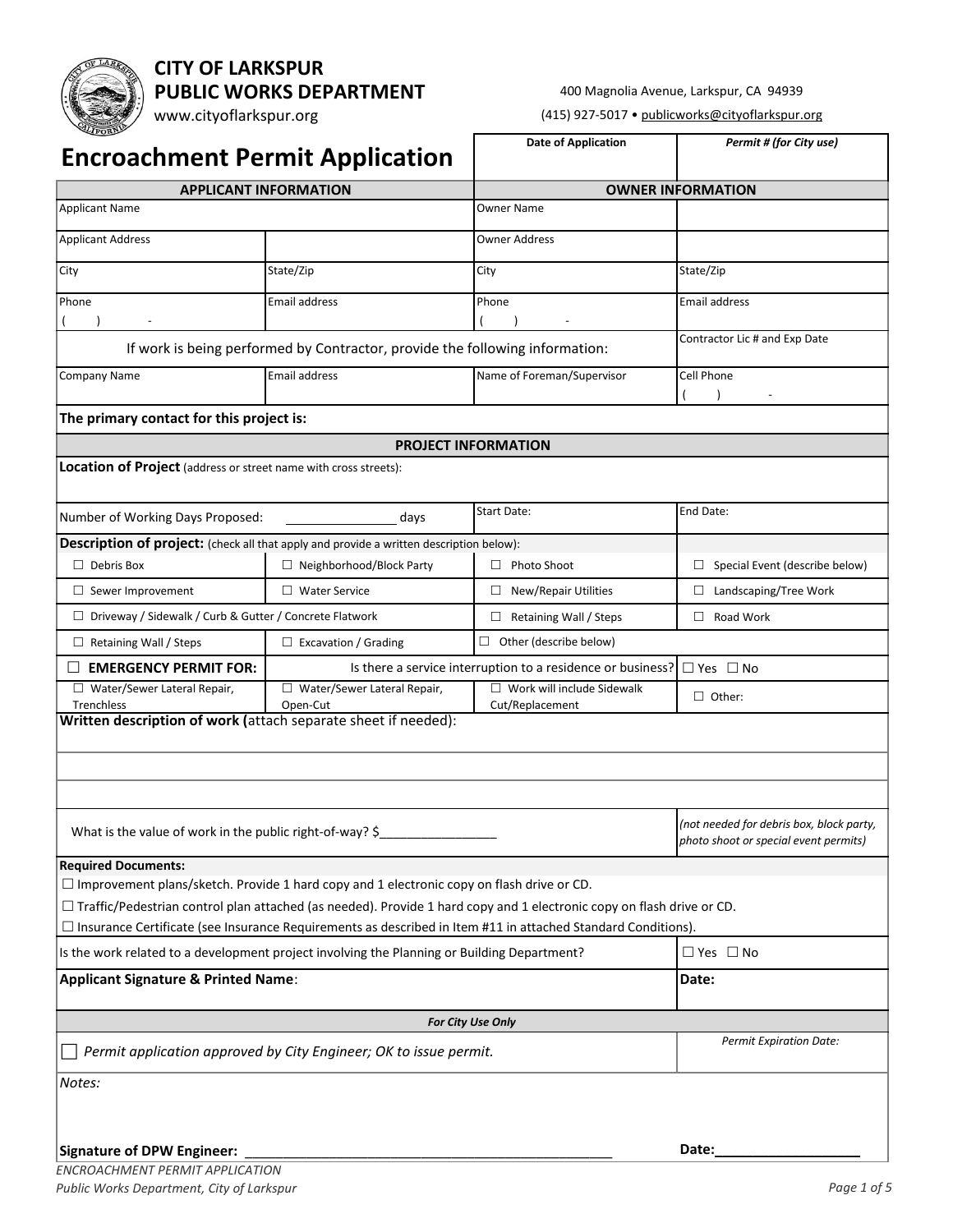**CITY OF LARKSPUR**
**PUBLIC WORKS DEPARTMENT**
www.cityoflarkspur.org

400 Magnolia Avenue, Larkspur, CA 94939
(415) 927-5017 • publicworks@cityoflarkspur.org

# Encroachment Permit Application

| Date of Application | *Permit # (for City use)* |
|---|---|
| | |

| APPLICANT INFORMATION | | OWNER INFORMATION | |
|---|---|---|---|
| Applicant Name | | Owner Name | |
| Applicant Address | | Owner Address | |
| City | State/Zip | City | State/Zip |
| Phone ( ) - | Email address | Phone ( ) - | Email address |
| If work is being performed by Contractor, provide the following information: | | | Contractor Lic # and Exp Date |
| Company Name | Email address | Name of Foreman/Supervisor | Cell Phone ( ) - |
| **The primary contact for this project is:** | | | |

| PROJECT INFORMATION | | | |
|---|---|---|---|
| **Location of Project** (address or street name with cross streets): | | | |
| Number of Working Days Proposed: ________ days | | Start Date: | End Date: |
| **Description of project:** (check all that apply and provide a written description below): | | | |
| ☐ Debris Box | ☐ Neighborhood/Block Party | ☐ Photo Shoot | ☐ Special Event (describe below) |
| ☐ Sewer Improvement | ☐ Water Service | ☐ New/Repair Utilities | ☐ Landscaping/Tree Work |
| ☐ Driveway / Sidewalk / Curb & Gutter / Concrete Flatwork | | ☐ Retaining Wall / Steps | ☐ Road Work |
| ☐ Retaining Wall / Steps | ☐ Excavation / Grading | ☐ Other (describe below) | |
| ☐ **EMERGENCY PERMIT FOR:** | Is there a service interruption to a residence or business? | | ☐ Yes ☐ No |
| ☐ Water/Sewer Lateral Repair, Trenchless | ☐ Water/Sewer Lateral Repair, Open-Cut | ☐ Work will include Sidewalk Cut/Replacement | ☐ Other: |
| **Written description of work (**attach separate sheet if needed): | | | |
| | | | |
| | | | |
| What is the value of work in the public right-of-way? $________________ | | | *(not needed for debris box, block party, photo shoot or special event permits)* |

**Required Documents:**

☐ Improvement plans/sketch. Provide 1 hard copy and 1 electronic copy on flash drive or CD.
☐ Traffic/Pedestrian control plan attached (as needed). Provide 1 hard copy and 1 electronic copy on flash drive or CD.
☐ Insurance Certificate (see Insurance Requirements as described in Item #11 in attached Standard Conditions).

| Is the work related to a development project involving the Planning or Building Department? | ☐ Yes ☐ No |
|---|---|
| **Applicant Signature & Printed Name**: | **Date:** |

| *For City Use Only* | |
|---|---|
| ☐ *Permit application approved by City Engineer; OK to issue permit.* | *Permit Expiration Date:* |
| *Notes:* | |
| **Signature of DPW Engineer:** ______________________________________________ | **Date:**__________________ |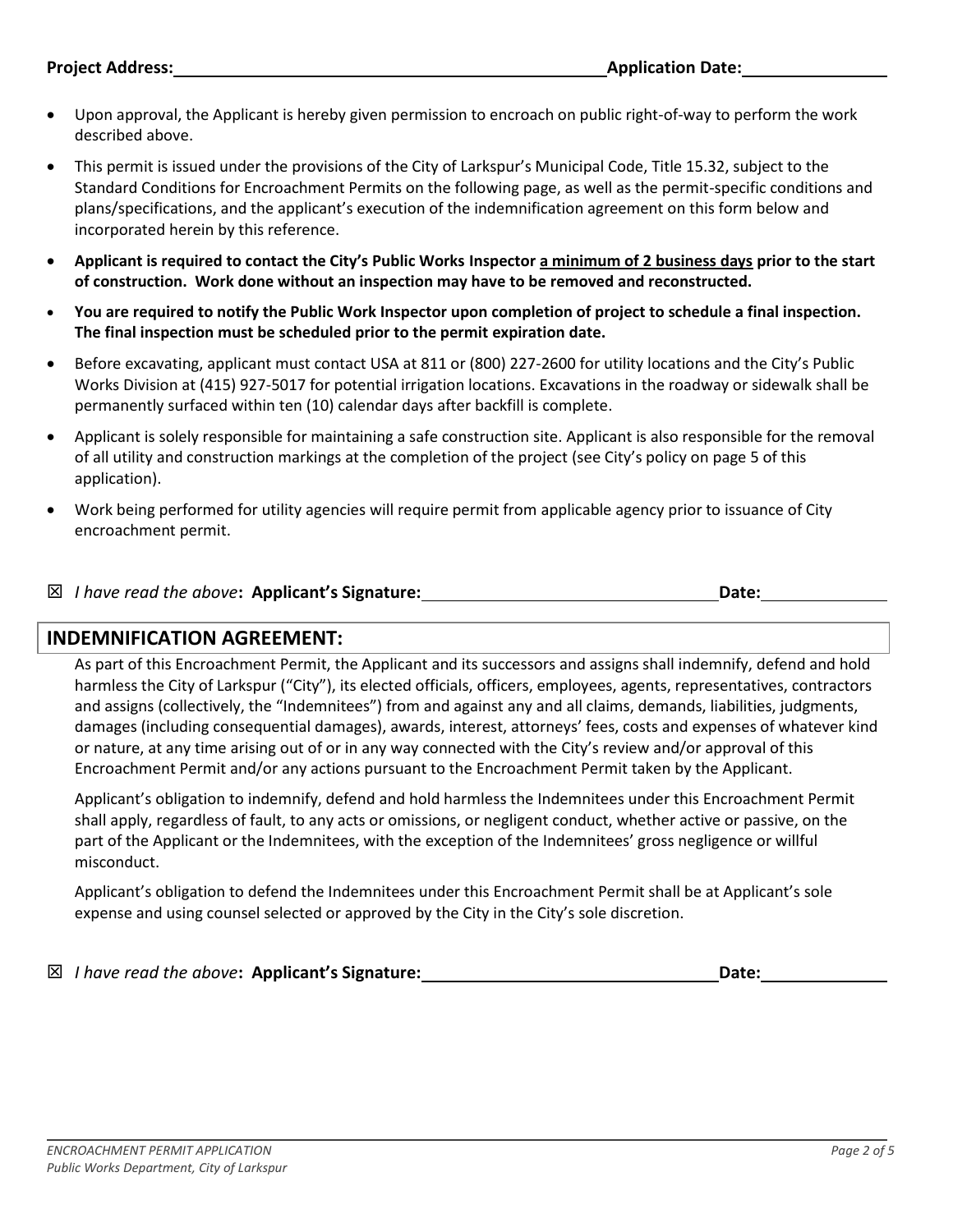**Project Address:** ____________________ **Application Date:** ____________

- Upon approval, the Applicant is hereby given permission to encroach on public right-of-way to perform the work described above.
- This permit is issued under the provisions of the City of Larkspur's Municipal Code, Title 15.32, subject to the Standard Conditions for Encroachment Permits on the following page, as well as the permit-specific conditions and plans/specifications, and the applicant's execution of the indemnification agreement on this form below and incorporated herein by this reference.
- **Applicant is required to contact the City's Public Works Inspector <u>a minimum of 2 business days</u> prior to the start of construction. Work done without an inspection may have to be removed and reconstructed.**
- **You are required to notify the Public Work Inspector upon completion of project to schedule a final inspection. The final inspection must be scheduled prior to the permit expiration date.**
- Before excavating, applicant must contact USA at 811 or (800) 227-2600 for utility locations and the City's Public Works Division at (415) 927-5017 for potential irrigation locations. Excavations in the roadway or sidewalk shall be permanently surfaced within ten (10) calendar days after backfill is complete.
- Applicant is solely responsible for maintaining a safe construction site. Applicant is also responsible for the removal of all utility and construction markings at the completion of the project (see City's policy on page 5 of this application).
- Work being performed for utility agencies will require permit from applicable agency prior to issuance of City encroachment permit.

☒ *I have read the above*: **Applicant's Signature:** ____________________ **Date:** ____________

## INDEMNIFICATION AGREEMENT:

As part of this Encroachment Permit, the Applicant and its successors and assigns shall indemnify, defend and hold harmless the City of Larkspur ("City"), its elected officials, officers, employees, agents, representatives, contractors and assigns (collectively, the "Indemnitees") from and against any and all claims, demands, liabilities, judgments, damages (including consequential damages), awards, interest, attorneys' fees, costs and expenses of whatever kind or nature, at any time arising out of or in any way connected with the City's review and/or approval of this Encroachment Permit and/or any actions pursuant to the Encroachment Permit taken by the Applicant.

Applicant's obligation to indemnify, defend and hold harmless the Indemnitees under this Encroachment Permit shall apply, regardless of fault, to any acts or omissions, or negligent conduct, whether active or passive, on the part of the Applicant or the Indemnitees, with the exception of the Indemnitees' gross negligence or willful misconduct.

Applicant's obligation to defend the Indemnitees under this Encroachment Permit shall be at Applicant's sole expense and using counsel selected or approved by the City in the City's sole discretion.

☒ *I have read the above*: **Applicant's Signature:** ____________________ **Date:** ____________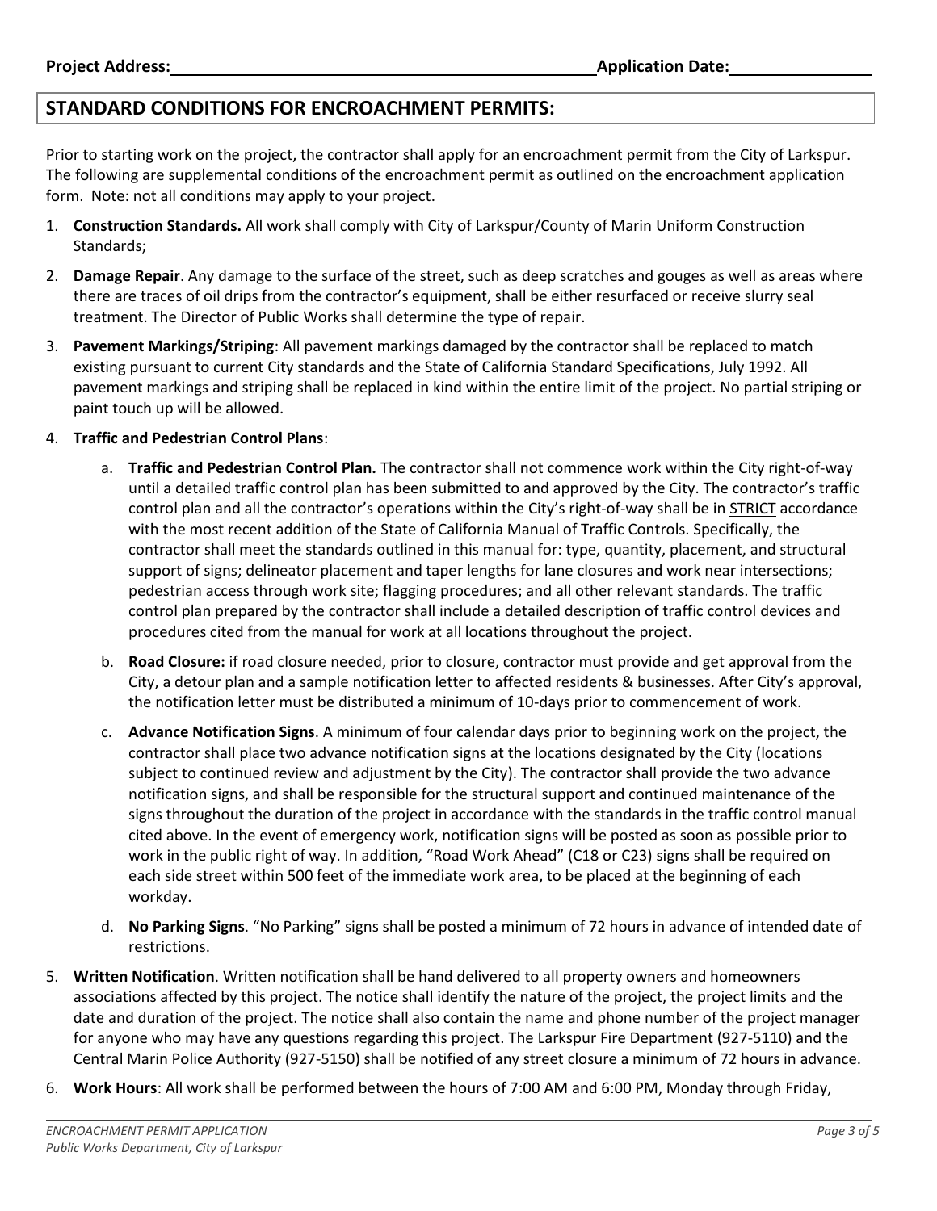**Project Address:** \_\_\_\_\_\_\_\_\_\_\_\_\_\_\_\_\_\_\_\_\_\_\_\_\_\_\_\_\_\_\_\_\_\_\_\_\_\_\_\_\_\_\_\_ **Application Date:** \_\_\_\_\_\_\_\_\_\_\_\_\_\_\_\_

## STANDARD CONDITIONS FOR ENCROACHMENT PERMITS:

Prior to starting work on the project, the contractor shall apply for an encroachment permit from the City of Larkspur. The following are supplemental conditions of the encroachment permit as outlined on the encroachment application form. Note: not all conditions may apply to your project.

1. **Construction Standards.** All work shall comply with City of Larkspur/County of Marin Uniform Construction Standards;
2. **Damage Repair**. Any damage to the surface of the street, such as deep scratches and gouges as well as areas where there are traces of oil drips from the contractor's equipment, shall be either resurfaced or receive slurry seal treatment. The Director of Public Works shall determine the type of repair.
3. **Pavement Markings/Striping**: All pavement markings damaged by the contractor shall be replaced to match existing pursuant to current City standards and the State of California Standard Specifications, July 1992. All pavement markings and striping shall be replaced in kind within the entire limit of the project. No partial striping or paint touch up will be allowed.
4. **Traffic and Pedestrian Control Plans**:
   a. **Traffic and Pedestrian Control Plan.** The contractor shall not commence work within the City right-of-way until a detailed traffic control plan has been submitted to and approved by the City. The contractor's traffic control plan and all the contractor's operations within the City's right-of-way shall be in <u>STRICT</u> accordance with the most recent addition of the State of California Manual of Traffic Controls. Specifically, the contractor shall meet the standards outlined in this manual for: type, quantity, placement, and structural support of signs; delineator placement and taper lengths for lane closures and work near intersections; pedestrian access through work site; flagging procedures; and all other relevant standards. The traffic control plan prepared by the contractor shall include a detailed description of traffic control devices and procedures cited from the manual for work at all locations throughout the project.

   b. **Road Closure:** if road closure needed, prior to closure, contractor must provide and get approval from the City, a detour plan and a sample notification letter to affected residents & businesses. After City's approval, the notification letter must be distributed a minimum of 10-days prior to commencement of work.

   c. **Advance Notification Signs**. A minimum of four calendar days prior to beginning work on the project, the contractor shall place two advance notification signs at the locations designated by the City (locations subject to continued review and adjustment by the City). The contractor shall provide the two advance notification signs, and shall be responsible for the structural support and continued maintenance of the signs throughout the duration of the project in accordance with the standards in the traffic control manual cited above. In the event of emergency work, notification signs will be posted as soon as possible prior to work in the public right of way. In addition, "Road Work Ahead" (C18 or C23) signs shall be required on each side street within 500 feet of the immediate work area, to be placed at the beginning of each workday.

   d. **No Parking Signs**. "No Parking" signs shall be posted a minimum of 72 hours in advance of intended date of restrictions.
5. **Written Notification**. Written notification shall be hand delivered to all property owners and homeowners associations affected by this project. The notice shall identify the nature of the project, the project limits and the date and duration of the project. The notice shall also contain the name and phone number of the project manager for anyone who may have any questions regarding this project. The Larkspur Fire Department (927-5110) and the Central Marin Police Authority (927-5150) shall be notified of any street closure a minimum of 72 hours in advance.
6. **Work Hours**: All work shall be performed between the hours of 7:00 AM and 6:00 PM, Monday through Friday,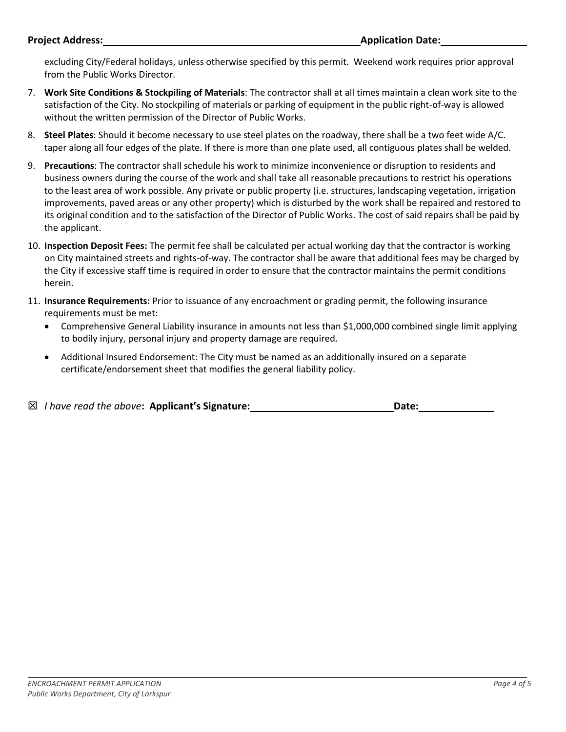**Project Address:** \_\_\_\_\_\_\_\_\_\_\_\_\_\_\_\_\_\_\_\_\_\_\_\_\_\_\_\_\_\_\_\_\_\_\_\_ **Application Date:** \_\_\_\_\_\_\_\_\_\_\_\_

excluding City/Federal holidays, unless otherwise specified by this permit. Weekend work requires prior approval from the Public Works Director.

7. **Work Site Conditions & Stockpiling of Materials**: The contractor shall at all times maintain a clean work site to the satisfaction of the City. No stockpiling of materials or parking of equipment in the public right-of-way is allowed without the written permission of the Director of Public Works.
8. **Steel Plates**: Should it become necessary to use steel plates on the roadway, there shall be a two feet wide A/C. taper along all four edges of the plate. If there is more than one plate used, all contiguous plates shall be welded.
9. **Precautions**: The contractor shall schedule his work to minimize inconvenience or disruption to residents and business owners during the course of the work and shall take all reasonable precautions to restrict his operations to the least area of work possible. Any private or public property (i.e. structures, landscaping vegetation, irrigation improvements, paved areas or any other property) which is disturbed by the work shall be repaired and restored to its original condition and to the satisfaction of the Director of Public Works. The cost of said repairs shall be paid by the applicant.
10. **Inspection Deposit Fees:** The permit fee shall be calculated per actual working day that the contractor is working on City maintained streets and rights-of-way. The contractor shall be aware that additional fees may be charged by the City if excessive staff time is required in order to ensure that the contractor maintains the permit conditions herein.
11. **Insurance Requirements:** Prior to issuance of any encroachment or grading permit, the following insurance requirements must be met:
    - Comprehensive General Liability insurance in amounts not less than $1,000,000 combined single limit applying to bodily injury, personal injury and property damage are required.
    - Additional Insured Endorsement: The City must be named as an additionally insured on a separate certificate/endorsement sheet that modifies the general liability policy.

☒ *I have read the above*: **Applicant's Signature:** \_\_\_\_\_\_\_\_\_\_\_\_\_\_\_\_\_\_\_\_ **Date:** \_\_\_\_\_\_\_\_\_\_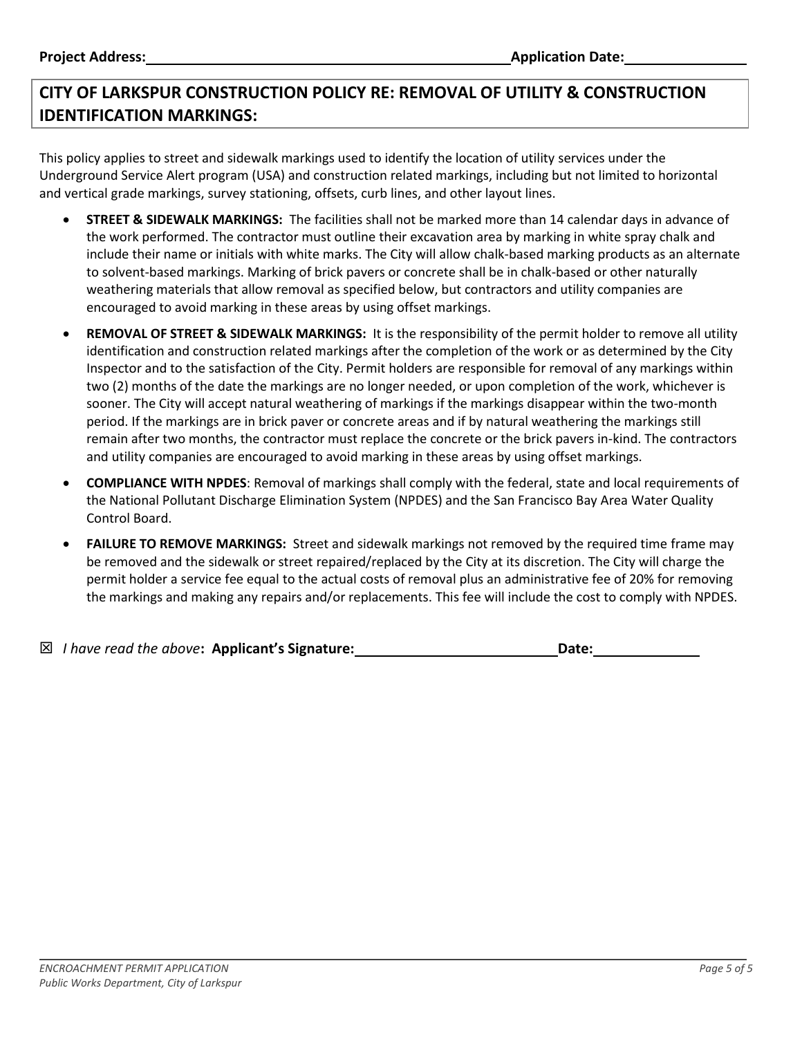**Project Address:** ______________________________ **Application Date:** ______________

## CITY OF LARKSPUR CONSTRUCTION POLICY RE: REMOVAL OF UTILITY & CONSTRUCTION IDENTIFICATION MARKINGS:

This policy applies to street and sidewalk markings used to identify the location of utility services under the Underground Service Alert program (USA) and construction related markings, including but not limited to horizontal and vertical grade markings, survey stationing, offsets, curb lines, and other layout lines.

- **STREET & SIDEWALK MARKINGS:** The facilities shall not be marked more than 14 calendar days in advance of the work performed. The contractor must outline their excavation area by marking in white spray chalk and include their name or initials with white marks. The City will allow chalk-based marking products as an alternate to solvent-based markings. Marking of brick pavers or concrete shall be in chalk-based or other naturally weathering materials that allow removal as specified below, but contractors and utility companies are encouraged to avoid marking in these areas by using offset markings.
- **REMOVAL OF STREET & SIDEWALK MARKINGS:** It is the responsibility of the permit holder to remove all utility identification and construction related markings after the completion of the work or as determined by the City Inspector and to the satisfaction of the City. Permit holders are responsible for removal of any markings within two (2) months of the date the markings are no longer needed, or upon completion of the work, whichever is sooner. The City will accept natural weathering of markings if the markings disappear within the two-month period. If the markings are in brick paver or concrete areas and if by natural weathering the markings still remain after two months, the contractor must replace the concrete or the brick pavers in-kind. The contractors and utility companies are encouraged to avoid marking in these areas by using offset markings.
- **COMPLIANCE WITH NPDES**: Removal of markings shall comply with the federal, state and local requirements of the National Pollutant Discharge Elimination System (NPDES) and the San Francisco Bay Area Water Quality Control Board.
- **FAILURE TO REMOVE MARKINGS:** Street and sidewalk markings not removed by the required time frame may be removed and the sidewalk or street repaired/replaced by the City at its discretion. The City will charge the permit holder a service fee equal to the actual costs of removal plus an administrative fee of 20% for removing the markings and making any repairs and/or replacements. This fee will include the cost to comply with NPDES.

☒ *I have read the above*: **Applicant's Signature:** ______________________ **Date:** ____________

*ENCROACHMENT PERMIT APPLICATION*
*Public Works Department, City of Larkspur*